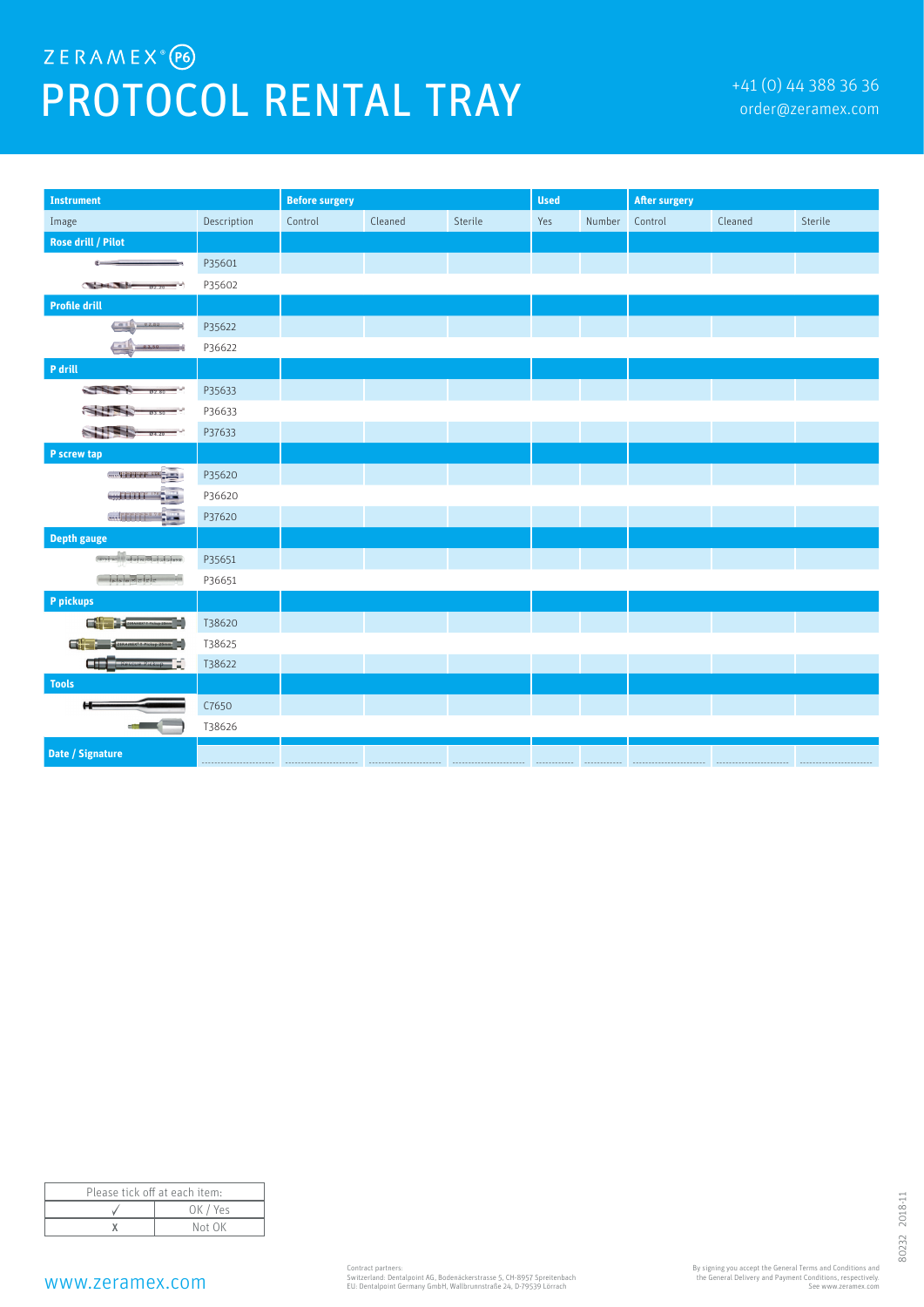ZERAMEX® P6

# PROTOCOL RENTAL TRAY

+41 (0) 44 388 36 36
order@zeramex.com

| Instrument | | Before surgery | | | Used | | After surgery | | |
|---|---|---|---|---|---|---|---|---|---|
| Image | Description | Control | Cleaned | Sterile | Yes | Number | Control | Cleaned | Sterile |
| **Rose drill / Pilot** | | | | | | | | | |
| | P35601 | | | | | | | | |
| | P35602 | | | | | | | | |
| **Profile drill** | | | | | | | | | |
| | P35622 | | | | | | | | |
| | P36622 | | | | | | | | |
| **P drill** | | | | | | | | | |
| | P35633 | | | | | | | | |
| | P36633 | | | | | | | | |
| | P37633 | | | | | | | | |
| **P screw tap** | | | | | | | | | |
| | P35620 | | | | | | | | |
| | P36620 | | | | | | | | |
| | P37620 | | | | | | | | |
| **Depth gauge** | | | | | | | | | |
| | P35651 | | | | | | | | |
| | P36651 | | | | | | | | |
| **P pickups** | | | | | | | | | |
| | T38620 | | | | | | | | |
| | T38625 | | | | | | | | |
| | T38622 | | | | | | | | |
| **Tools** | | | | | | | | | |
| | C7650 | | | | | | | | |
| | T38626 | | | | | | | | |
| **Date / Signature** | | | | | | | | | |

| Please tick off at each item: | |
|---|---|
| ✓ | OK / Yes |
| X | Not OK |

www.zeramex.com

Contract partners:
Switzerland: Dentalpoint AG, Bodenäckerstrasse 5, CH-8957 Spreitenbach
EU: Dentalpoint Germany GmbH, Wallbrunnstraße 24, D-79539 Lörrach

By signing you accept the General Terms and Conditions and the General Delivery and Payment Conditions, respectively. See www.zeramex.com

80232 2018-11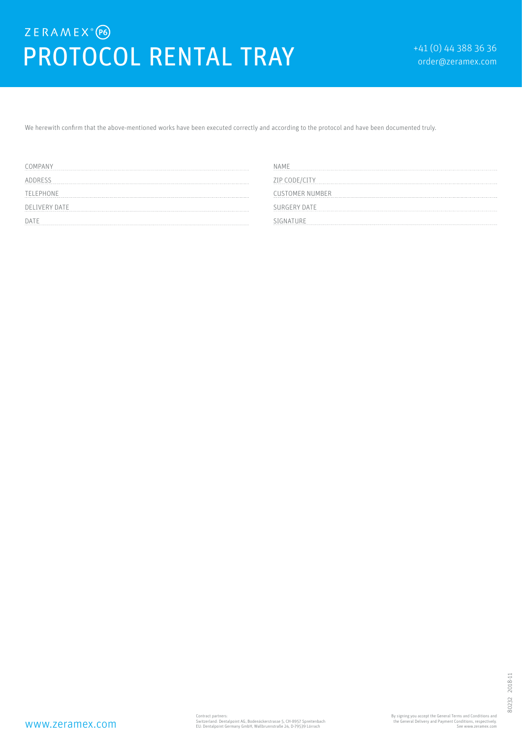ZERAMEX® P6

# PROTOCOL RENTAL TRAY

+41 (0) 44 388 36 36
order@zeramex.com

We herewith confirm that the above-mentioned works have been executed correctly and according to the protocol and have been documented truly.

| | |
|---|---|
| COMPANY | NAME |
| ADDRESS | ZIP CODE/CITY |
| TELEPHONE | CUSTOMER NUMBER |
| DELIVERY DATE | SURGERY DATE |
| DATE | SIGNATURE |

www.zeramex.com

Contract partners:
Switzerland: Dentalpoint AG, Bodenäckerstrasse 5, CH-8957 Spreitenbach
EU: Dentalpoint Germany GmbH, Wallbrunnstraße 24, D-79539 Lörrach

By signing you accept the General Terms and Conditions and the General Delivery and Payment Conditions, respectively. See www.zeramex.com

80232 2018-11